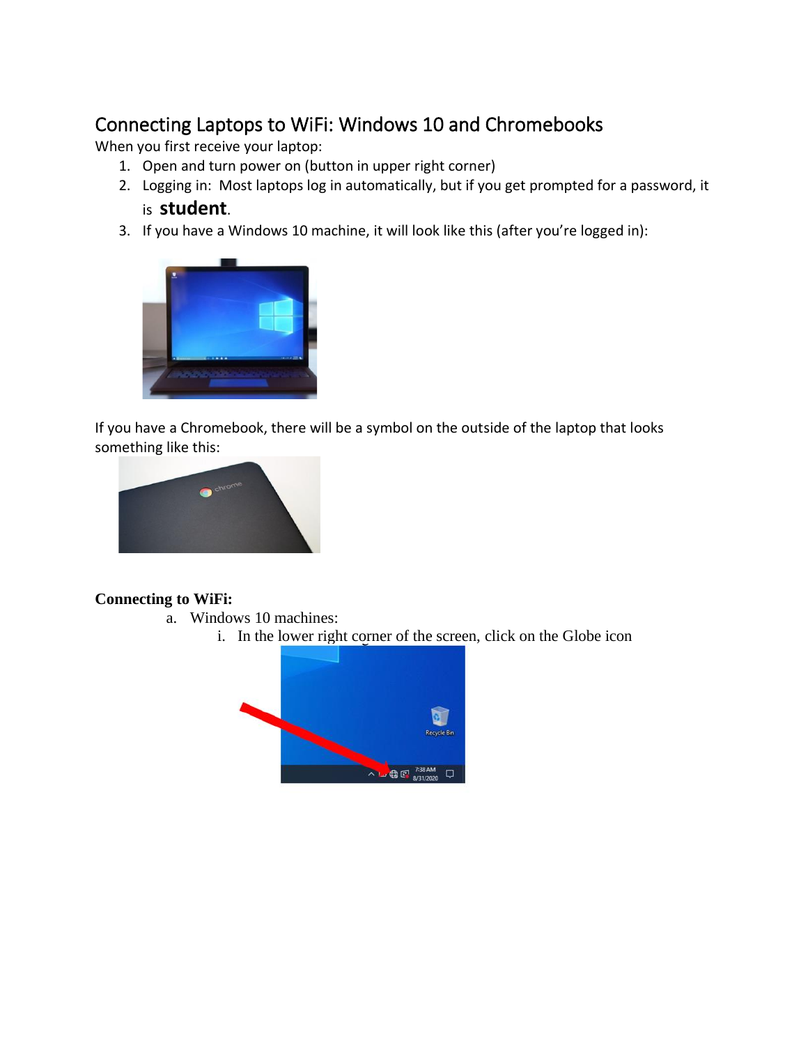# Connecting Laptops to WiFi: Windows 10 and Chromebooks

When you first receive your laptop:

1. Open and turn power on (button in upper right corner)
2. Logging in: Most laptops log in automatically, but if you get prompted for a password, it is **student**.
3. If you have a Windows 10 machine, it will look like this (after you're logged in):

If you have a Chromebook, there will be a symbol on the outside of the laptop that looks something like this:

**Connecting to WiFi:**

a. Windows 10 machines:
   i. In the lower right corner of the screen, click on the Globe icon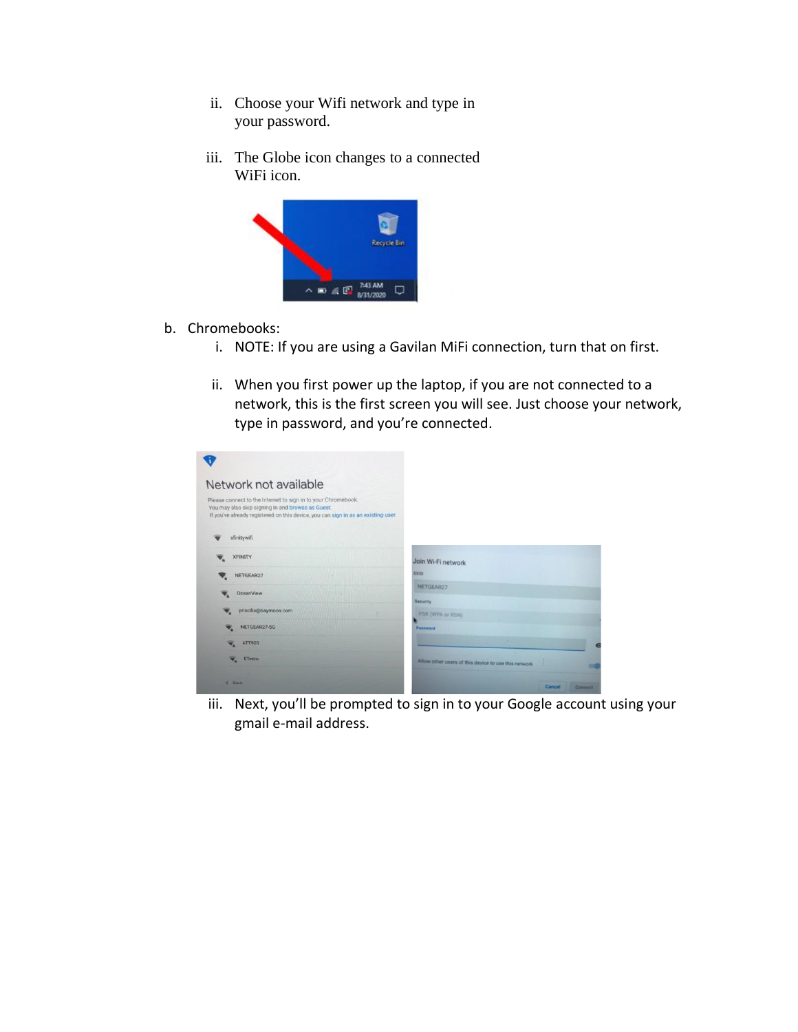ii. Choose your Wifi network and type in your password.

iii. The Globe icon changes to a connected WiFi icon.

b. Chromebooks:

   i. NOTE: If you are using a Gavilan MiFi connection, turn that on first.

   ii. When you first power up the laptop, if you are not connected to a network, this is the first screen you will see. Just choose your network, type in password, and you're connected.

   iii. Next, you'll be prompted to sign in to your Google account using your gmail e-mail address.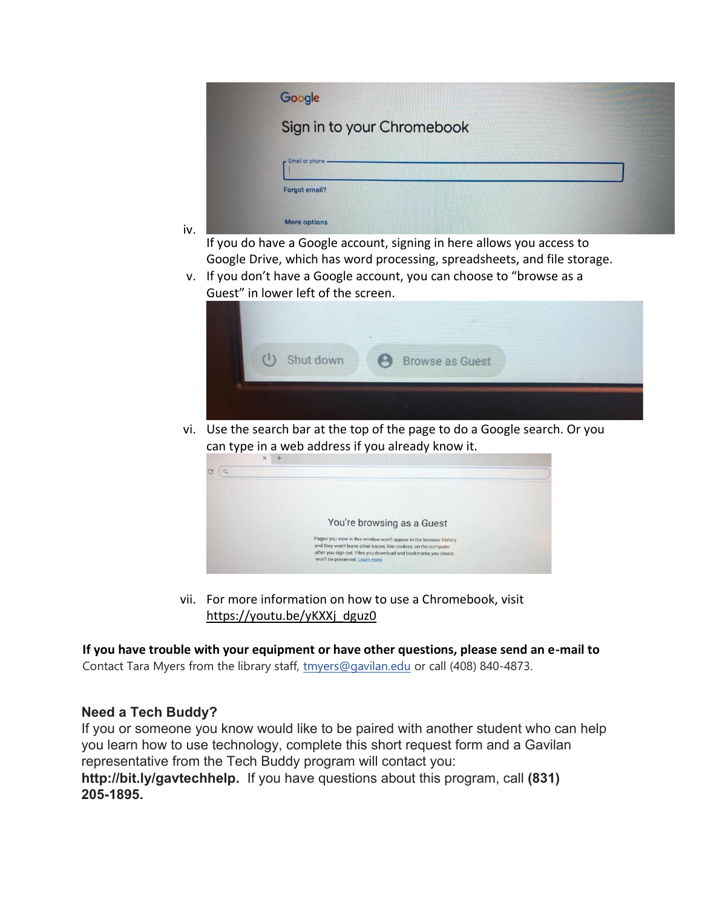iv. If you do have a Google account, signing in here allows you access to Google Drive, which has word processing, spreadsheets, and file storage.

v. If you don't have a Google account, you can choose to "browse as a Guest" in lower left of the screen.

vi. Use the search bar at the top of the page to do a Google search. Or you can type in a web address if you already know it.

vii. For more information on how to use a Chromebook, visit https://youtu.be/yKXXj_dguz0

**If you have trouble with your equipment or have other questions, please send an e-mail to** Contact Tara Myers from the library staff, tmyers@gavilan.edu or call (408) 840-4873.

### Need a Tech Buddy?

If you or someone you know would like to be paired with another student who can help you learn how to use technology, complete this short request form and a Gavilan representative from the Tech Buddy program will contact you: **http://bit.ly/gavtechhelp.** If you have questions about this program, call **(831) 205-1895.**